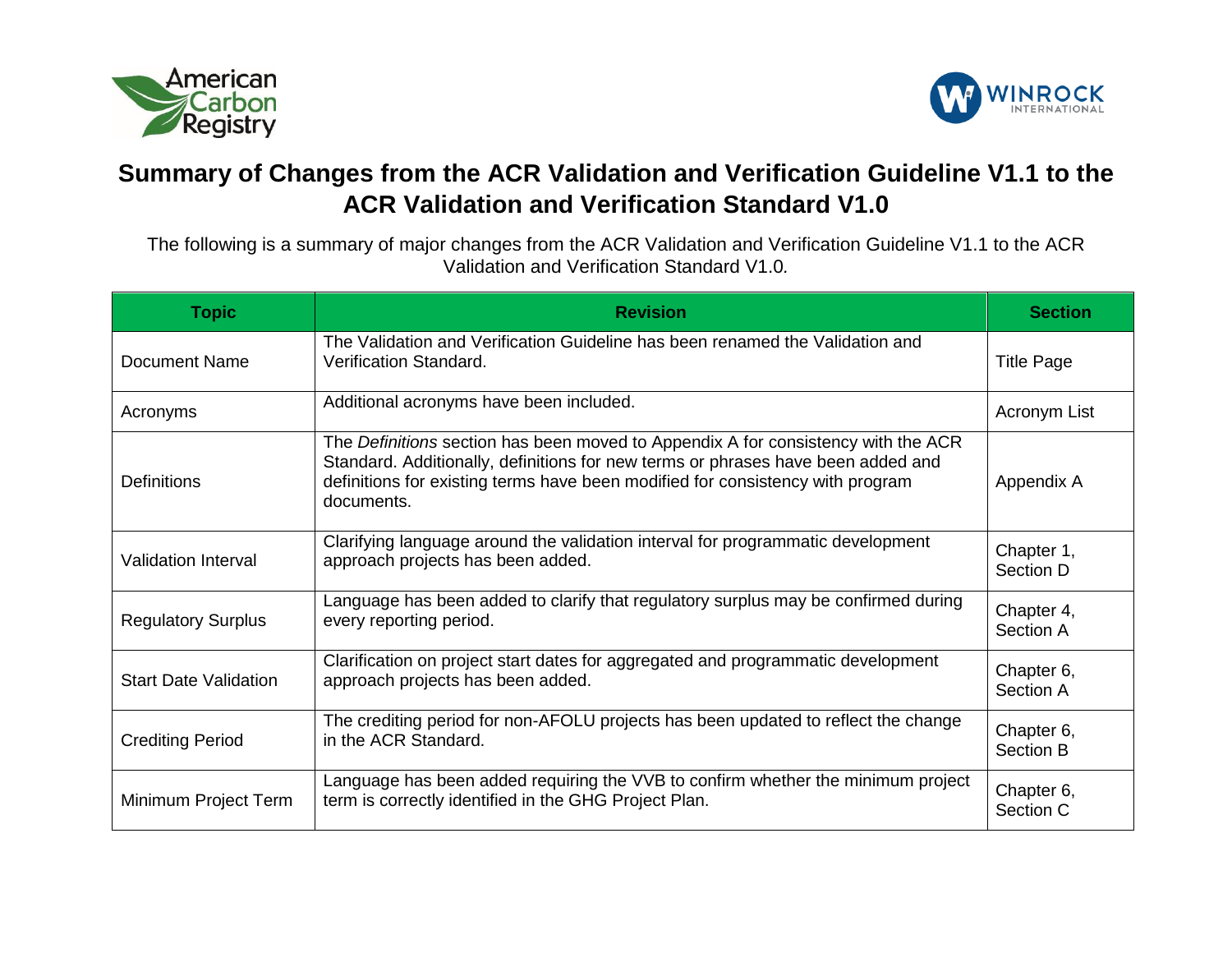# Summary of Changes from the ACR Validation and Verification Guideline V1.1 to the ACR Validation and Verification Standard V1.0

The following is a summary of major changes from the ACR Validation and Verification Guideline V1.1 to the ACR Validation and Verification Standard V1.0.

| Topic | Revision | Section |
| --- | --- | --- |
| Document Name | The Validation and Verification Guideline has been renamed the Validation and Verification Standard. | Title Page |
| Acronyms | Additional acronyms have been included. | Acronym List |
| Definitions | The *Definitions* section has been moved to Appendix A for consistency with the ACR Standard. Additionally, definitions for new terms or phrases have been added and definitions for existing terms have been modified for consistency with program documents. | Appendix A |
| Validation Interval | Clarifying language around the validation interval for programmatic development approach projects has been added. | Chapter 1, Section D |
| Regulatory Surplus | Language has been added to clarify that regulatory surplus may be confirmed during every reporting period. | Chapter 4, Section A |
| Start Date Validation | Clarification on project start dates for aggregated and programmatic development approach projects has been added. | Chapter 6, Section A |
| Crediting Period | The crediting period for non-AFOLU projects has been updated to reflect the change in the ACR Standard. | Chapter 6, Section B |
| Minimum Project Term | Language has been added requiring the VVB to confirm whether the minimum project term is correctly identified in the GHG Project Plan. | Chapter 6, Section C |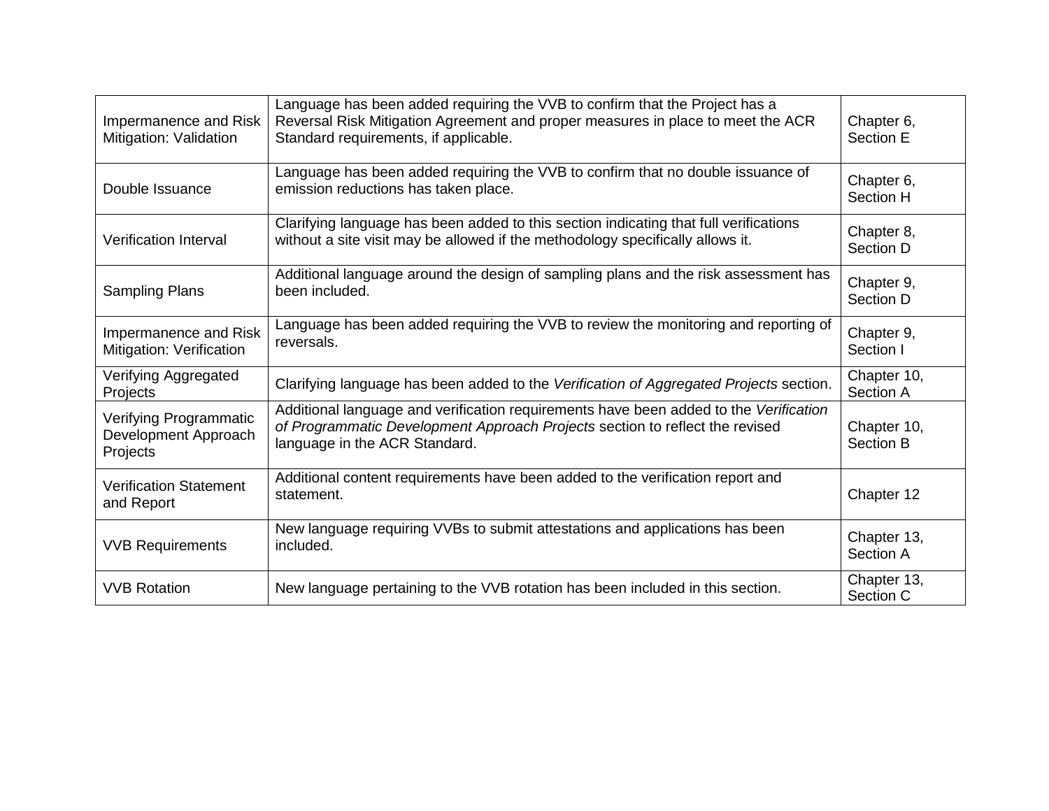| | | |
|---|---|---|
| Impermanence and Risk Mitigation: Validation | Language has been added requiring the VVB to confirm that the Project has a Reversal Risk Mitigation Agreement and proper measures in place to meet the ACR Standard requirements, if applicable. | Chapter 6, Section E |
| Double Issuance | Language has been added requiring the VVB to confirm that no double issuance of emission reductions has taken place. | Chapter 6, Section H |
| Verification Interval | Clarifying language has been added to this section indicating that full verifications without a site visit may be allowed if the methodology specifically allows it. | Chapter 8, Section D |
| Sampling Plans | Additional language around the design of sampling plans and the risk assessment has been included. | Chapter 9, Section D |
| Impermanence and Risk Mitigation: Verification | Language has been added requiring the VVB to review the monitoring and reporting of reversals. | Chapter 9, Section I |
| Verifying Aggregated Projects | Clarifying language has been added to the *Verification of Aggregated Projects* section. | Chapter 10, Section A |
| Verifying Programmatic Development Approach Projects | Additional language and verification requirements have been added to the *Verification of Programmatic Development Approach Projects* section to reflect the revised language in the ACR Standard. | Chapter 10, Section B |
| Verification Statement and Report | Additional content requirements have been added to the verification report and statement. | Chapter 12 |
| VVB Requirements | New language requiring VVBs to submit attestations and applications has been included. | Chapter 13, Section A |
| VVB Rotation | New language pertaining to the VVB rotation has been included in this section. | Chapter 13, Section C |